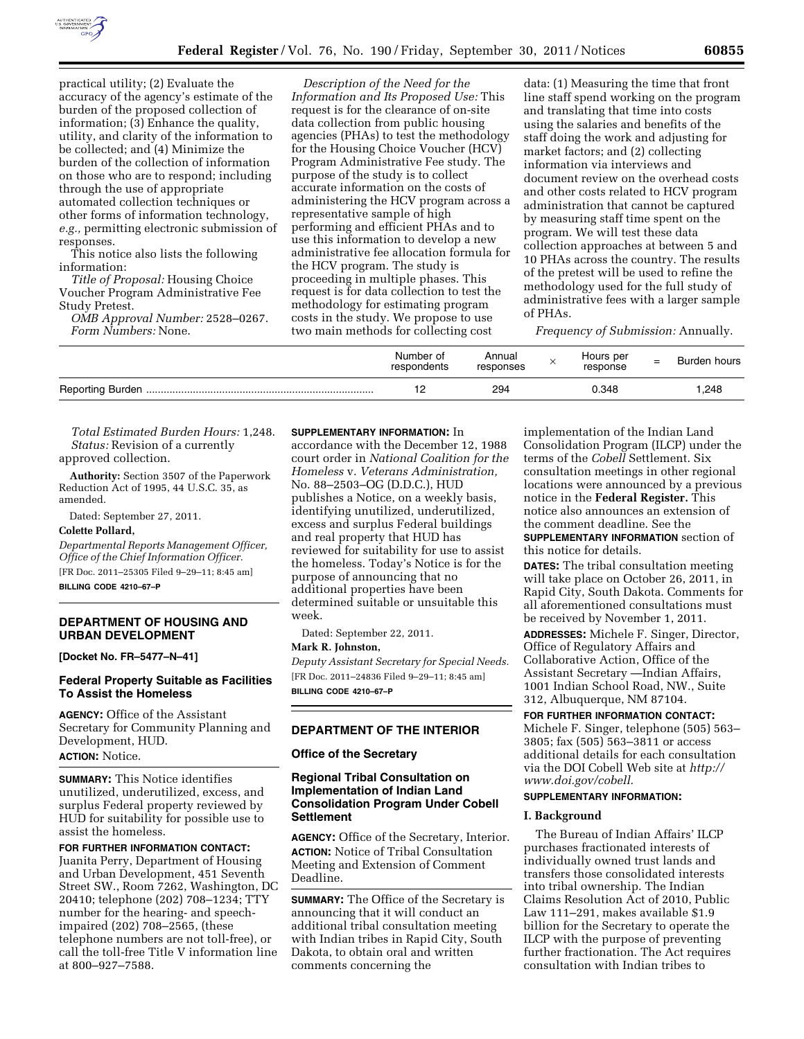practical utility; (2) Evaluate the accuracy of the agency's estimate of the burden of the proposed collection of information; (3) Enhance the quality, utility, and clarity of the information to be collected; and (4) Minimize the burden of the collection of information on those who are to respond; including through the use of appropriate automated collection techniques or other forms of information technology, *e.g.,* permitting electronic submission of responses.

This notice also lists the following information:

*Title of Proposal:* Housing Choice Voucher Program Administrative Fee Study Pretest.

*OMB Approval Number:* 2528–0267.

*Form Numbers:* None.

*Description of the Need for the Information and Its Proposed Use:* This request is for the clearance of on-site data collection from public housing agencies (PHAs) to test the methodology for the Housing Choice Voucher (HCV) Program Administrative Fee study. The purpose of the study is to collect accurate information on the costs of administering the HCV program across a representative sample of high performing and efficient PHAs and to use this information to develop a new administrative fee allocation formula for the HCV program. The study is proceeding in multiple phases. This request is for data collection to test the methodology for estimating program costs in the study. We propose to use two main methods for collecting cost data: (1) Measuring the time that front line staff spend working on the program and translating that time into costs using the salaries and benefits of the staff doing the work and adjusting for market factors; and (2) collecting information via interviews and document review on the overhead costs and other costs related to HCV program administration that cannot be captured by measuring staff time spent on the program. We will test these data collection approaches at between 5 and 10 PHAs across the country. The results of the pretest will be used to refine the methodology used for the full study of administrative fees with a larger sample of PHAs.

*Frequency of Submission:* Annually.

| | Number of respondents | Annual responses | × | Hours per response | = | Burden hours |
|---|---|---|---|---|---|---|
| Reporting Burden | 12 | 294 | | 0.348 | | 1,248 |

*Total Estimated Burden Hours:* 1,248.

*Status:* Revision of a currently approved collection.

**Authority:** Section 3507 of the Paperwork Reduction Act of 1995, 44 U.S.C. 35, as amended.

Dated: September 27, 2011.

**Colette Pollard,**

*Departmental Reports Management Officer, Office of the Chief Information Officer.*

[FR Doc. 2011–25305 Filed 9–29–11; 8:45 am]

**BILLING CODE 4210–67–P**

## DEPARTMENT OF HOUSING AND URBAN DEVELOPMENT

**[Docket No. FR–5477–N–41]**

### Federal Property Suitable as Facilities To Assist the Homeless

**AGENCY:** Office of the Assistant Secretary for Community Planning and Development, HUD.

**ACTION:** Notice.

**SUMMARY:** This Notice identifies unutilized, underutilized, excess, and surplus Federal property reviewed by HUD for suitability for possible use to assist the homeless.

**FOR FURTHER INFORMATION CONTACT:** Juanita Perry, Department of Housing and Urban Development, 451 Seventh Street SW., Room 7262, Washington, DC 20410; telephone (202) 708–1234; TTY number for the hearing- and speech-impaired (202) 708–2565, (these telephone numbers are not toll-free), or call the toll-free Title V information line at 800–927–7588.

**SUPPLEMENTARY INFORMATION:** In accordance with the December 12, 1988 court order in *National Coalition for the Homeless* v. *Veterans Administration,* No. 88–2503–OG (D.D.C.), HUD publishes a Notice, on a weekly basis, identifying unutilized, underutilized, excess and surplus Federal buildings and real property that HUD has reviewed for suitability for use to assist the homeless. Today's Notice is for the purpose of announcing that no additional properties have been determined suitable or unsuitable this week.

Dated: September 22, 2011.

**Mark R. Johnston,**

*Deputy Assistant Secretary for Special Needs.*

[FR Doc. 2011–24836 Filed 9–29–11; 8:45 am]

**BILLING CODE 4210–67–P**

## DEPARTMENT OF THE INTERIOR

### Office of the Secretary

### Regional Tribal Consultation on Implementation of Indian Land Consolidation Program Under Cobell Settlement

**AGENCY:** Office of the Secretary, Interior.

**ACTION:** Notice of Tribal Consultation Meeting and Extension of Comment Deadline.

**SUMMARY:** The Office of the Secretary is announcing that it will conduct an additional tribal consultation meeting with Indian tribes in Rapid City, South Dakota, to obtain oral and written comments concerning the implementation of the Indian Land Consolidation Program (ILCP) under the terms of the *Cobell* Settlement. Six consultation meetings in other regional locations were announced by a previous notice in the **Federal Register.** This notice also announces an extension of the comment deadline. See the **SUPPLEMENTARY INFORMATION** section of this notice for details.

**DATES:** The tribal consultation meeting will take place on October 26, 2011, in Rapid City, South Dakota. Comments for all aforementioned consultations must be received by November 1, 2011.

**ADDRESSES:** Michele F. Singer, Director, Office of Regulatory Affairs and Collaborative Action, Office of the Assistant Secretary —Indian Affairs, 1001 Indian School Road, NW., Suite 312, Albuquerque, NM 87104.

**FOR FURTHER INFORMATION CONTACT:** Michele F. Singer, telephone (505) 563–3805; fax (505) 563–3811 or access additional details for each consultation via the DOI Cobell Web site at *http://www.doi.gov/cobell.*

**SUPPLEMENTARY INFORMATION:**

#### I. Background

The Bureau of Indian Affairs' ILCP purchases fractionated interests of individually owned trust lands and transfers those consolidated interests into tribal ownership. The Indian Claims Resolution Act of 2010, Public Law 111–291, makes available $1.9 billion for the Secretary to operate the ILCP with the purpose of preventing further fractionation. The Act requires consultation with Indian tribes to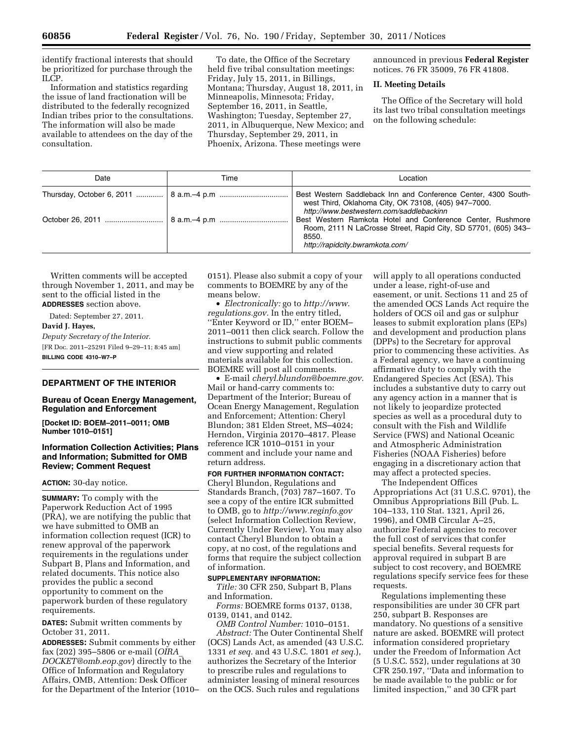identify fractional interests that should be prioritized for purchase through the ILCP.

Information and statistics regarding the issue of land fractionation will be distributed to the federally recognized Indian tribes prior to the consultations. The information will also be made available to attendees on the day of the consultation.

To date, the Office of the Secretary held five tribal consultation meetings: Friday, July 15, 2011, in Billings, Montana; Thursday, August 18, 2011, in Minneapolis, Minnesota; Friday, September 16, 2011, in Seattle, Washington; Tuesday, September 27, 2011, in Albuquerque, New Mexico; and Thursday, September 29, 2011, in Phoenix, Arizona. These meetings were announced in previous **Federal Register** notices. 76 FR 35009, 76 FR 41808.

## II. Meeting Details

The Office of the Secretary will hold its last two tribal consultation meetings on the following schedule:

| Date | Time | Location |
|---|---|---|
| Thursday, October 6, 2011 | 8 a.m.–4 p.m | Best Western Saddleback Inn and Conference Center, 4300 Southwest Third, Oklahoma City, OK 73108, (405) 947–7000. *http://www.bestwestern.com/saddlebackinn* |
| October 26, 2011 | 8 a.m.–4 p.m | Best Western Ramkota Hotel and Conference Center, Rushmore Room, 2111 N LaCrosse Street, Rapid City, SD 57701, (605) 343–8550. *http://rapidcity.bwramkota.com/* |

Written comments will be accepted through November 1, 2011, and may be sent to the official listed in the **ADDRESSES** section above.

Dated: September 27, 2011.

**David J. Hayes,**

*Deputy Secretary of the Interior.*

[FR Doc. 2011–25291 Filed 9–29–11; 8:45 am]

**BILLING CODE 4310–W7–P**

## DEPARTMENT OF THE INTERIOR

### Bureau of Ocean Energy Management, Regulation and Enforcement

**[Docket ID: BOEM–2011–0011; OMB Number 1010–0151]**

### Information Collection Activities; Plans and Information; Submitted for OMB Review; Comment Request

**ACTION:** 30-day notice.

**SUMMARY:** To comply with the Paperwork Reduction Act of 1995 (PRA), we are notifying the public that we have submitted to OMB an information collection request (ICR) to renew approval of the paperwork requirements in the regulations under Subpart B, Plans and Information, and related documents. This notice also provides the public a second opportunity to comment on the paperwork burden of these regulatory requirements.

**DATES:** Submit written comments by October 31, 2011.

**ADDRESSES:** Submit comments by either fax (202) 395–5806 or e-mail (*OIRA_DOCKET@omb.eop.gov*) directly to the Office of Information and Regulatory Affairs, OMB, Attention: Desk Officer for the Department of the Interior (1010–0151). Please also submit a copy of your comments to BOEMRE by any of the means below.

- *Electronically:* go to *http://www.regulations.gov*. In the entry titled, ''Enter Keyword or ID,'' enter BOEM–2011–0011 then click search. Follow the instructions to submit public comments and view supporting and related materials available for this collection. BOEMRE will post all comments.
- E-mail *cheryl.blundon@boemre.gov*. Mail or hand-carry comments to: Department of the Interior; Bureau of Ocean Energy Management, Regulation and Enforcement; Attention: Cheryl Blundon; 381 Elden Street, MS–4024; Herndon, Virginia 20170–4817. Please reference ICR 1010–0151 in your comment and include your name and return address.

**FOR FURTHER INFORMATION CONTACT:** Cheryl Blundon, Regulations and Standards Branch, (703) 787–1607. To see a copy of the entire ICR submitted to OMB, go to *http://www.reginfo.gov* (select Information Collection Review, Currently Under Review). You may also contact Cheryl Blundon to obtain a copy, at no cost, of the regulations and forms that require the subject collection of information.

**SUPPLEMENTARY INFORMATION:**

*Title:* 30 CFR 250, Subpart B, Plans and Information.

*Forms:* BOEMRE forms 0137, 0138, 0139, 0141, and 0142.

*OMB Control Number:* 1010–0151.

*Abstract:* The Outer Continental Shelf (OCS) Lands Act, as amended (43 U.S.C. 1331 *et seq.* and 43 U.S.C. 1801 *et seq.*), authorizes the Secretary of the Interior to prescribe rules and regulations to administer leasing of mineral resources on the OCS. Such rules and regulations will apply to all operations conducted under a lease, right-of-use and easement, or unit. Sections 11 and 25 of the amended OCS Lands Act require the holders of OCS oil and gas or sulphur leases to submit exploration plans (EPs) and development and production plans (DPPs) to the Secretary for approval prior to commencing these activities. As a Federal agency, we have a continuing affirmative duty to comply with the Endangered Species Act (ESA). This includes a substantive duty to carry out any agency action in a manner that is not likely to jeopardize protected species as well as a procedural duty to consult with the Fish and Wildlife Service (FWS) and National Oceanic and Atmospheric Administration Fisheries (NOAA Fisheries) before engaging in a discretionary action that may affect a protected species.

The Independent Offices Appropriations Act (31 U.S.C. 9701), the Omnibus Appropriations Bill (Pub. L. 104–133, 110 Stat. 1321, April 26, 1996), and OMB Circular A–25, authorize Federal agencies to recover the full cost of services that confer special benefits. Several requests for approval required in subpart B are subject to cost recovery, and BOEMRE regulations specify service fees for these requests.

Regulations implementing these responsibilities are under 30 CFR part 250, subpart B. Responses are mandatory. No questions of a sensitive nature are asked. BOEMRE will protect information considered proprietary under the Freedom of Information Act (5 U.S.C. 552), under regulations at 30 CFR 250.197, ''Data and information to be made available to the public or for limited inspection,'' and 30 CFR part